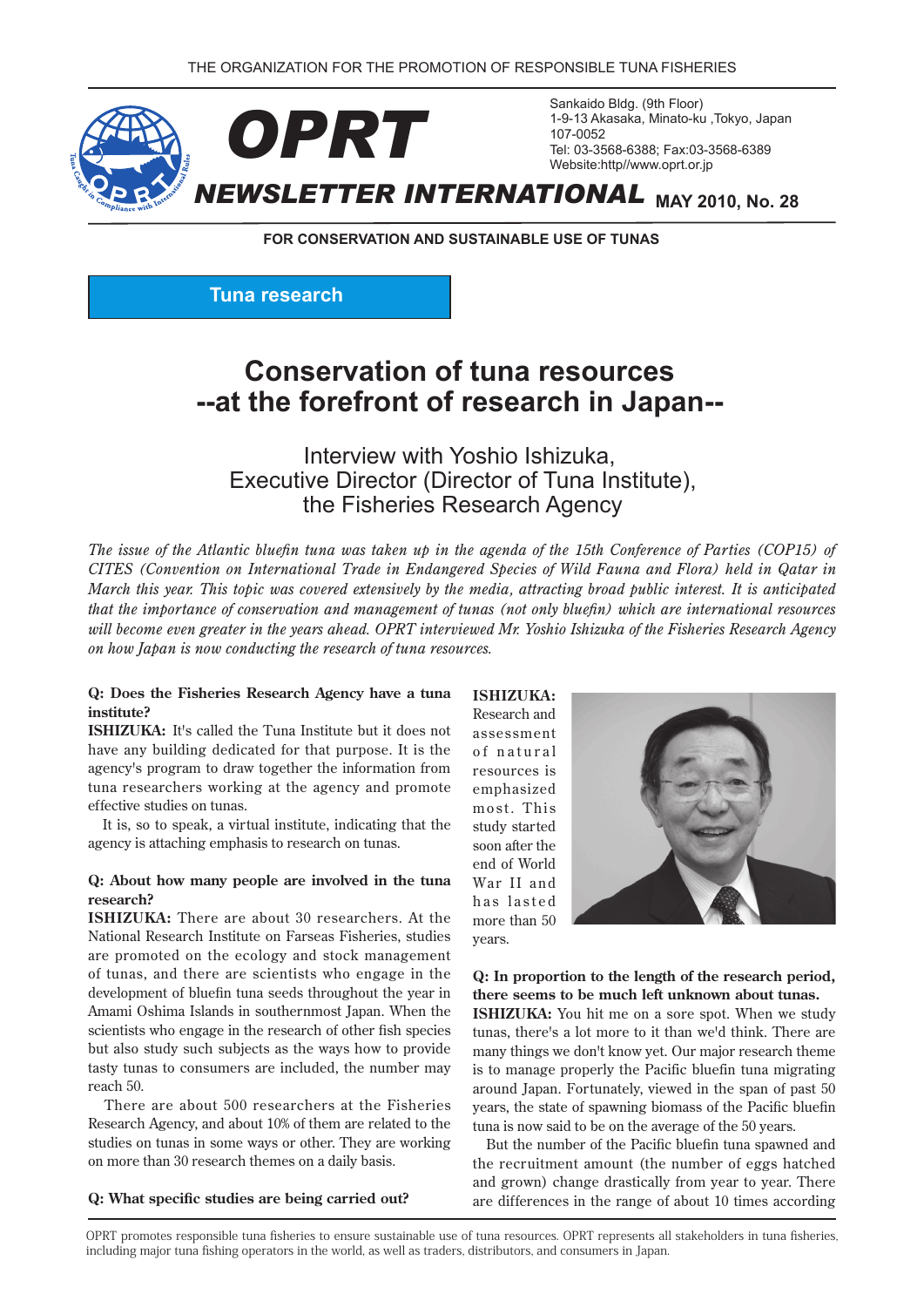THE ORGANIZATION FOR THE PROMOTION OF RESPONSIBLE TUNA FISHERIES

# OPRT

Sankaido Bldg. (9th Floor)
1-9-13 Akasaka, Minato-ku ,Tokyo, Japan
107-0052
Tel: 03-3568-6388; Fax:03-3568-6389
Website:http//www.oprt.or.jp

## NEWSLETTER INTERNATIONAL MAY 2010, No. 28

FOR CONSERVATION AND SUSTAINABLE USE OF TUNAS

**Tuna research**

# Conservation of tuna resources --at the forefront of research in Japan--

### Interview with Yoshio Ishizuka, Executive Director (Director of Tuna Institute), the Fisheries Research Agency

*The issue of the Atlantic bluefin tuna was taken up in the agenda of the 15th Conference of Parties (COP15) of CITES (Convention on International Trade in Endangered Species of Wild Fauna and Flora) held in Qatar in March this year. This topic was covered extensively by the media, attracting broad public interest. It is anticipated that the importance of conservation and management of tunas (not only bluefin) which are international resources will become even greater in the years ahead. OPRT interviewed Mr. Yoshio Ishizuka of the Fisheries Research Agency on how Japan is now conducting the research of tuna resources.*

**Q: Does the Fisheries Research Agency have a tuna institute?**

**ISHIZUKA:** It's called the Tuna Institute but it does not have any building dedicated for that purpose. It is the agency's program to draw together the information from tuna researchers working at the agency and promote effective studies on tunas.

It is, so to speak, a virtual institute, indicating that the agency is attaching emphasis to research on tunas.

**Q: About how many people are involved in the tuna research?**

**ISHIZUKA:** There are about 30 researchers. At the National Research Institute on Farseas Fisheries, studies are promoted on the ecology and stock management of tunas, and there are scientists who engage in the development of bluefin tuna seeds throughout the year in Amami Oshima Islands in southernmost Japan. When the scientists who engage in the research of other fish species but also study such subjects as the ways how to provide tasty tunas to consumers are included, the number may reach 50.

There are about 500 researchers at the Fisheries Research Agency, and about 10% of them are related to the studies on tunas in some ways or other. They are working on more than 30 research themes on a daily basis.

**Q: What specific studies are being carried out?**

**ISHIZUKA:** Research and assessment of natural resources is emphasized most. This study started soon after the end of World War II and has lasted more than 50 years.

**Q: In proportion to the length of the research period, there seems to be much left unknown about tunas.**

**ISHIZUKA:** You hit me on a sore spot. When we study tunas, there's a lot more to it than we'd think. There are many things we don't know yet. Our major research theme is to manage properly the Pacific bluefin tuna migrating around Japan. Fortunately, viewed in the span of past 50 years, the state of spawning biomass of the Pacific bluefin tuna is now said to be on the average of the 50 years.

But the number of the Pacific bluefin tuna spawned and the recruitment amount (the number of eggs hatched and grown) change drastically from year to year. There are differences in the range of about 10 times according

OPRT promotes responsible tuna fisheries to ensure sustainable use of tuna resources. OPRT represents all stakeholders in tuna fisheries, including major tuna fishing operators in the world, as well as traders, distributors, and consumers in Japan.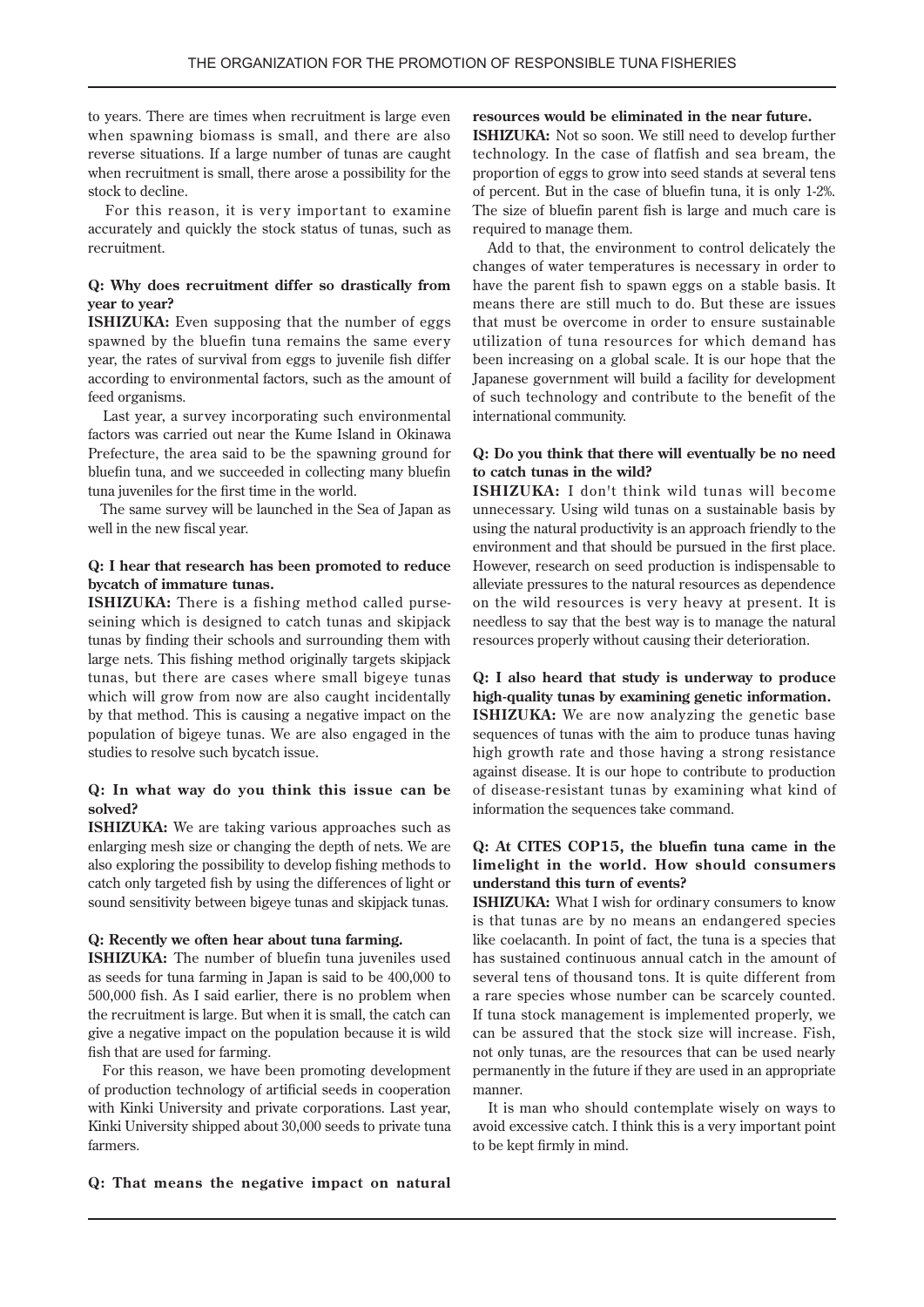to years. There are times when recruitment is large even when spawning biomass is small, and there are also reverse situations. If a large number of tunas are caught when recruitment is small, there arose a possibility for the stock to decline.

For this reason, it is very important to examine accurately and quickly the stock status of tunas, such as recruitment.

**Q: Why does recruitment differ so drastically from year to year?**

**ISHIZUKA:** Even supposing that the number of eggs spawned by the bluefin tuna remains the same every year, the rates of survival from eggs to juvenile fish differ according to environmental factors, such as the amount of feed organisms.

Last year, a survey incorporating such environmental factors was carried out near the Kume Island in Okinawa Prefecture, the area said to be the spawning ground for bluefin tuna, and we succeeded in collecting many bluefin tuna juveniles for the first time in the world.

The same survey will be launched in the Sea of Japan as well in the new fiscal year.

**Q: I hear that research has been promoted to reduce bycatch of immature tunas.**

**ISHIZUKA:** There is a fishing method called purse-seining which is designed to catch tunas and skipjack tunas by finding their schools and surrounding them with large nets. This fishing method originally targets skipjack tunas, but there are cases where small bigeye tunas which will grow from now are also caught incidentally by that method. This is causing a negative impact on the population of bigeye tunas. We are also engaged in the studies to resolve such bycatch issue.

**Q: In what way do you think this issue can be solved?**

**ISHIZUKA:** We are taking various approaches such as enlarging mesh size or changing the depth of nets. We are also exploring the possibility to develop fishing methods to catch only targeted fish by using the differences of light or sound sensitivity between bigeye tunas and skipjack tunas.

**Q: Recently we often hear about tuna farming.**

**ISHIZUKA:** The number of bluefin tuna juveniles used as seeds for tuna farming in Japan is said to be 400,000 to 500,000 fish. As I said earlier, there is no problem when the recruitment is large. But when it is small, the catch can give a negative impact on the population because it is wild fish that are used for farming.

For this reason, we have been promoting development of production technology of artificial seeds in cooperation with Kinki University and private corporations. Last year, Kinki University shipped about 30,000 seeds to private tuna farmers.

**Q: That means the negative impact on natural resources would be eliminated in the near future.**

**ISHIZUKA:** Not so soon. We still need to develop further technology. In the case of flatfish and sea bream, the proportion of eggs to grow into seed stands at several tens of percent. But in the case of bluefin tuna, it is only 1-2%. The size of bluefin parent fish is large and much care is required to manage them.

Add to that, the environment to control delicately the changes of water temperatures is necessary in order to have the parent fish to spawn eggs on a stable basis. It means there are still much to do. But these are issues that must be overcome in order to ensure sustainable utilization of tuna resources for which demand has been increasing on a global scale. It is our hope that the Japanese government will build a facility for development of such technology and contribute to the benefit of the international community.

**Q: Do you think that there will eventually be no need to catch tunas in the wild?**

**ISHIZUKA:** I don't think wild tunas will become unnecessary. Using wild tunas on a sustainable basis by using the natural productivity is an approach friendly to the environment and that should be pursued in the first place. However, research on seed production is indispensable to alleviate pressures to the natural resources as dependence on the wild resources is very heavy at present. It is needless to say that the best way is to manage the natural resources properly without causing their deterioration.

**Q: I also heard that study is underway to produce high-quality tunas by examining genetic information.**

**ISHIZUKA:** We are now analyzing the genetic base sequences of tunas with the aim to produce tunas having high growth rate and those having a strong resistance against disease. It is our hope to contribute to production of disease-resistant tunas by examining what kind of information the sequences take command.

**Q: At CITES COP15, the bluefin tuna came in the limelight in the world. How should consumers understand this turn of events?**

**ISHIZUKA:** What I wish for ordinary consumers to know is that tunas are by no means an endangered species like coelacanth. In point of fact, the tuna is a species that has sustained continuous annual catch in the amount of several tens of thousand tons. It is quite different from a rare species whose number can be scarcely counted. If tuna stock management is implemented properly, we can be assured that the stock size will increase. Fish, not only tunas, are the resources that can be used nearly permanently in the future if they are used in an appropriate manner.

It is man who should contemplate wisely on ways to avoid excessive catch. I think this is a very important point to be kept firmly in mind.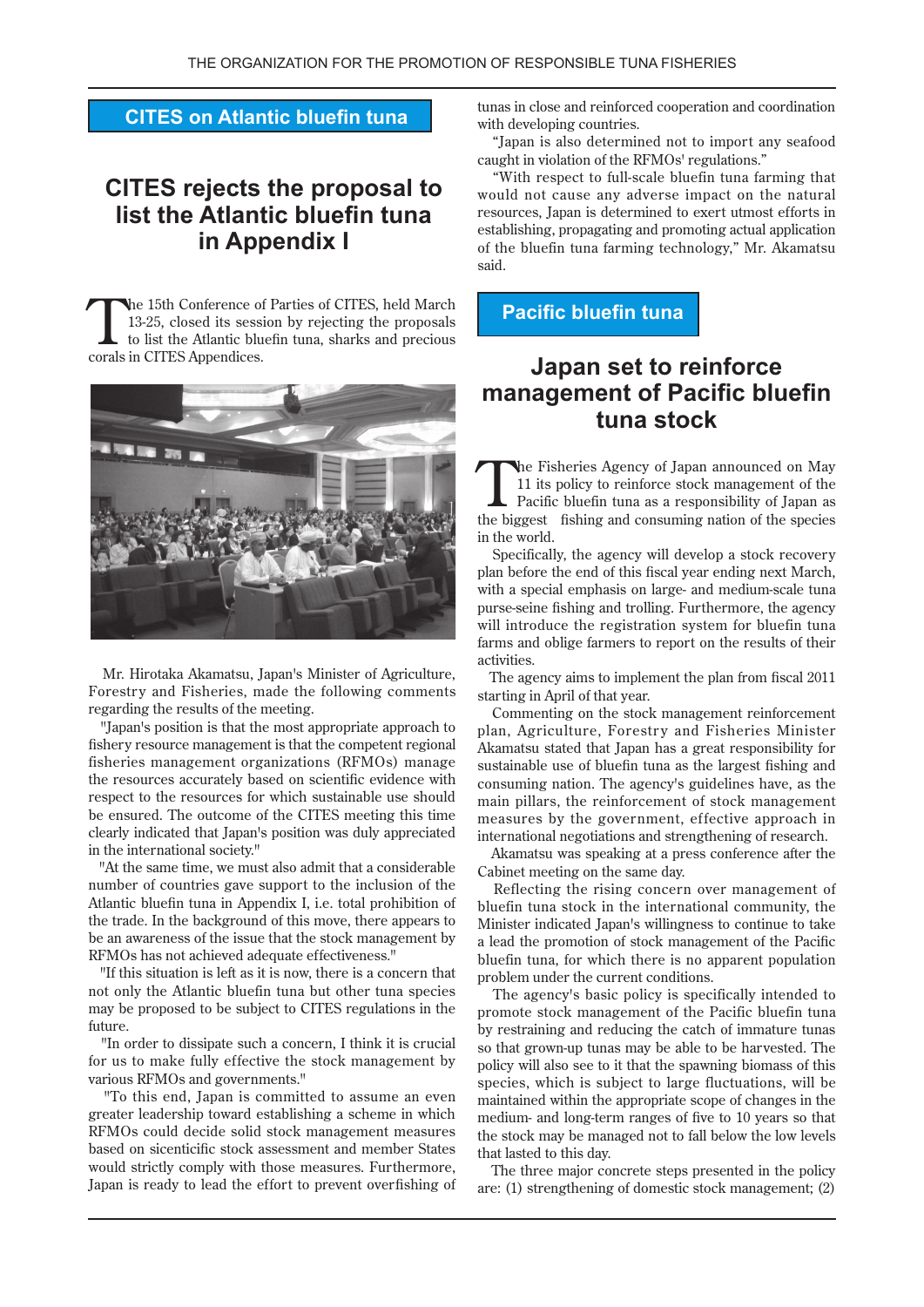## CITES on Atlantic bluefin tuna

# CITES rejects the proposal to list the Atlantic bluefin tuna in Appendix I

The 15th Conference of Parties of CITES, held March 13-25, closed its session by rejecting the proposals to list the Atlantic bluefin tuna, sharks and precious corals in CITES Appendices.

Mr. Hirotaka Akamatsu, Japan's Minister of Agriculture, Forestry and Fisheries, made the following comments regarding the results of the meeting.

"Japan's position is that the most appropriate approach to fishery resource management is that the competent regional fisheries management organizations (RFMOs) manage the resources accurately based on scientific evidence with respect to the resources for which sustainable use should be ensured. The outcome of the CITES meeting this time clearly indicated that Japan's position was duly appreciated in the international society."

"At the same time, we must also admit that a considerable number of countries gave support to the inclusion of the Atlantic bluefin tuna in Appendix I, i.e. total prohibition of the trade. In the background of this move, there appears to be an awareness of the issue that the stock management by RFMOs has not achieved adequate effectiveness."

"If this situation is left as it is now, there is a concern that not only the Atlantic bluefin tuna but other tuna species may be proposed to be subject to CITES regulations in the future.

"In order to dissipate such a concern, I think it is crucial for us to make fully effective the stock management by various RFMOs and governments."

"To this end, Japan is committed to assume an even greater leadership toward establishing a scheme in which RFMOs could decide solid stock management measures based on sicenticific stock assessment and member States would strictly comply with those measures. Furthermore, Japan is ready to lead the effort to prevent overfishing of tunas in close and reinforced cooperation and coordination with developing countries.

"Japan is also determined not to import any seafood caught in violation of the RFMOs' regulations."

"With respect to full-scale bluefin tuna farming that would not cause any adverse impact on the natural resources, Japan is determined to exert utmost efforts in establishing, propagating and promoting actual application of the bluefin tuna farming technology," Mr. Akamatsu said.

## Pacific bluefin tuna

# Japan set to reinforce management of Pacific bluefin tuna stock

The Fisheries Agency of Japan announced on May 11 its policy to reinforce stock management of the Pacific bluefin tuna as a responsibility of Japan as the biggest fishing and consuming nation of the species in the world.

Specifically, the agency will develop a stock recovery plan before the end of this fiscal year ending next March, with a special emphasis on large- and medium-scale tuna purse-seine fishing and trolling. Furthermore, the agency will introduce the registration system for bluefin tuna farms and oblige farmers to report on the results of their activities.

The agency aims to implement the plan from fiscal 2011 starting in April of that year.

Commenting on the stock management reinforcement plan, Agriculture, Forestry and Fisheries Minister Akamatsu stated that Japan has a great responsibility for sustainable use of bluefin tuna as the largest fishing and consuming nation. The agency's guidelines have, as the main pillars, the reinforcement of stock management measures by the government, effective approach in international negotiations and strengthening of research.

Akamatsu was speaking at a press conference after the Cabinet meeting on the same day.

Reflecting the rising concern over management of bluefin tuna stock in the international community, the Minister indicated Japan's willingness to continue to take a lead the promotion of stock management of the Pacific bluefin tuna, for which there is no apparent population problem under the current conditions.

The agency's basic policy is specifically intended to promote stock management of the Pacific bluefin tuna by restraining and reducing the catch of immature tunas so that grown-up tunas may be able to be harvested. The policy will also see to it that the spawning biomass of this species, which is subject to large fluctuations, will be maintained within the appropriate scope of changes in the medium- and long-term ranges of five to 10 years so that the stock may be managed not to fall below the low levels that lasted to this day.

The three major concrete steps presented in the policy are: (1) strengthening of domestic stock management; (2)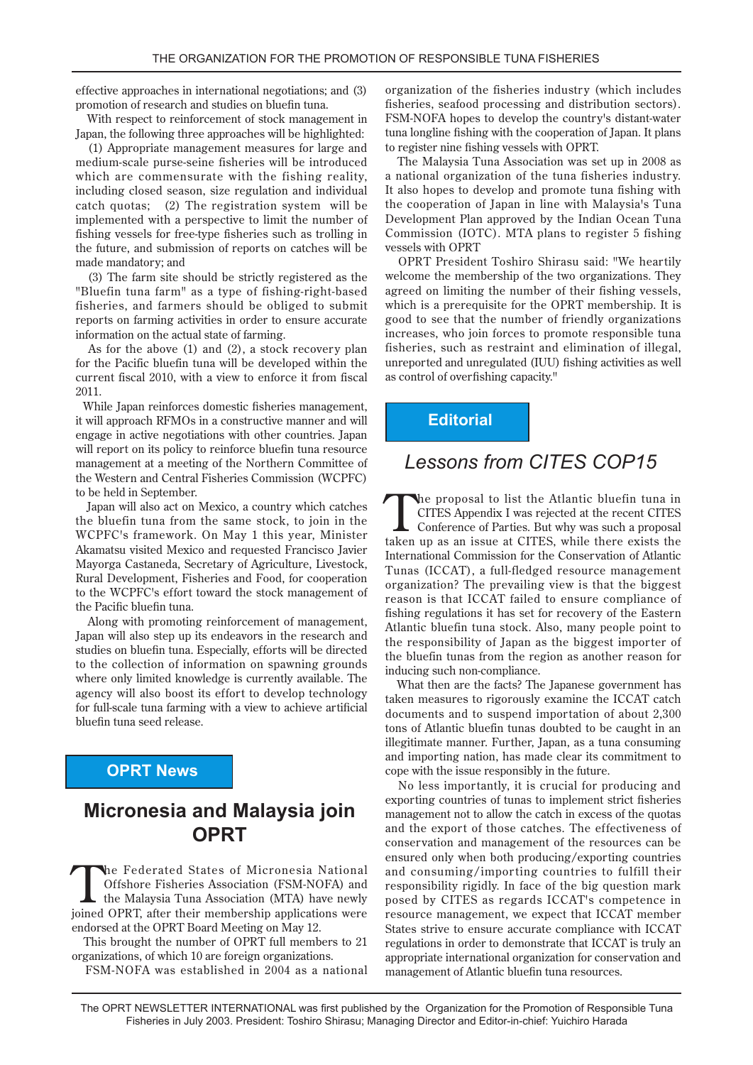effective approaches in international negotiations; and (3) promotion of research and studies on bluefin tuna.

With respect to reinforcement of stock management in Japan, the following three approaches will be highlighted:

(1) Appropriate management measures for large and medium-scale purse-seine fisheries will be introduced which are commensurate with the fishing reality, including closed season, size regulation and individual catch quotas; (2) The registration system will be implemented with a perspective to limit the number of fishing vessels for free-type fisheries such as trolling in the future, and submission of reports on catches will be made mandatory; and

(3) The farm site should be strictly registered as the "Bluefin tuna farm" as a type of fishing-right-based fisheries, and farmers should be obliged to submit reports on farming activities in order to ensure accurate information on the actual state of farming.

As for the above (1) and (2), a stock recovery plan for the Pacific bluefin tuna will be developed within the current fiscal 2010, with a view to enforce it from fiscal 2011.

While Japan reinforces domestic fisheries management, it will approach RFMOs in a constructive manner and will engage in active negotiations with other countries. Japan will report on its policy to reinforce bluefin tuna resource management at a meeting of the Northern Committee of the Western and Central Fisheries Commission (WCPFC) to be held in September.

Japan will also act on Mexico, a country which catches the bluefin tuna from the same stock, to join in the WCPFC's framework. On May 1 this year, Minister Akamatsu visited Mexico and requested Francisco Javier Mayorga Castaneda, Secretary of Agriculture, Livestock, Rural Development, Fisheries and Food, for cooperation to the WCPFC's effort toward the stock management of the Pacific bluefin tuna.

Along with promoting reinforcement of management, Japan will also step up its endeavors in the research and studies on bluefin tuna. Especially, efforts will be directed to the collection of information on spawning grounds where only limited knowledge is currently available. The agency will also boost its effort to develop technology for full-scale tuna farming with a view to achieve artificial bluefin tuna seed release.

## OPRT News

# Micronesia and Malaysia join OPRT

The Federated States of Micronesia National Offshore Fisheries Association (FSM-NOFA) and the Malaysia Tuna Association (MTA) have newly joined OPRT, after their membership applications were endorsed at the OPRT Board Meeting on May 12.

This brought the number of OPRT full members to 21 organizations, of which 10 are foreign organizations.

FSM-NOFA was established in 2004 as a national organization of the fisheries industry (which includes fisheries, seafood processing and distribution sectors). FSM-NOFA hopes to develop the country's distant-water tuna longline fishing with the cooperation of Japan. It plans to register nine fishing vessels with OPRT.

The Malaysia Tuna Association was set up in 2008 as a national organization of the tuna fisheries industry. It also hopes to develop and promote tuna fishing with the cooperation of Japan in line with Malaysia's Tuna Development Plan approved by the Indian Ocean Tuna Commission (IOTC). MTA plans to register 5 fishing vessels with OPRT

OPRT President Toshiro Shirasu said: "We heartily welcome the membership of the two organizations. They agreed on limiting the number of their fishing vessels, which is a prerequisite for the OPRT membership. It is good to see that the number of friendly organizations increases, who join forces to promote responsible tuna fisheries, such as restraint and elimination of illegal, unreported and unregulated (IUU) fishing activities as well as control of overfishing capacity."

## Editorial

# *Lessons from CITES COP15*

The proposal to list the Atlantic bluefin tuna in CITES Appendix I was rejected at the recent CITES Conference of Parties. But why was such a proposal taken up as an issue at CITES, while there exists the International Commission for the Conservation of Atlantic Tunas (ICCAT), a full-fledged resource management organization? The prevailing view is that the biggest reason is that ICCAT failed to ensure compliance of fishing regulations it has set for recovery of the Eastern Atlantic bluefin tuna stock. Also, many people point to the responsibility of Japan as the biggest importer of the bluefin tunas from the region as another reason for inducing such non-compliance.

What then are the facts? The Japanese government has taken measures to rigorously examine the ICCAT catch documents and to suspend importation of about 2,300 tons of Atlantic bluefin tunas doubted to be caught in an illegitimate manner. Further, Japan, as a tuna consuming and importing nation, has made clear its commitment to cope with the issue responsibly in the future.

No less importantly, it is crucial for producing and exporting countries of tunas to implement strict fisheries management not to allow the catch in excess of the quotas and the export of those catches. The effectiveness of conservation and management of the resources can be ensured only when both producing/exporting countries and consuming/importing countries to fulfill their responsibility rigidly. In face of the big question mark posed by CITES as regards ICCAT's competence in resource management, we expect that ICCAT member States strive to ensure accurate compliance with ICCAT regulations in order to demonstrate that ICCAT is truly an appropriate international organization for conservation and management of Atlantic bluefin tuna resources.

The OPRT NEWSLETTER INTERNATIONAL was first published by the Organization for the Promotion of Responsible Tuna Fisheries in July 2003. President: Toshiro Shirasu; Managing Director and Editor-in-chief: Yuichiro Harada